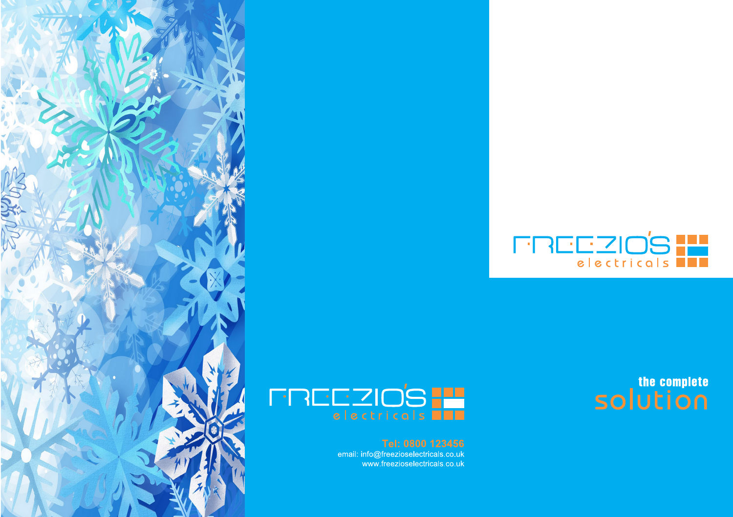# FREEZIO'S electricals

**the complete**
## solution

# FREEZIO'S electricals

**Tel: 0800 123456**
email: info@freezioselectricals.co.uk
www.freezioselectricals.co.uk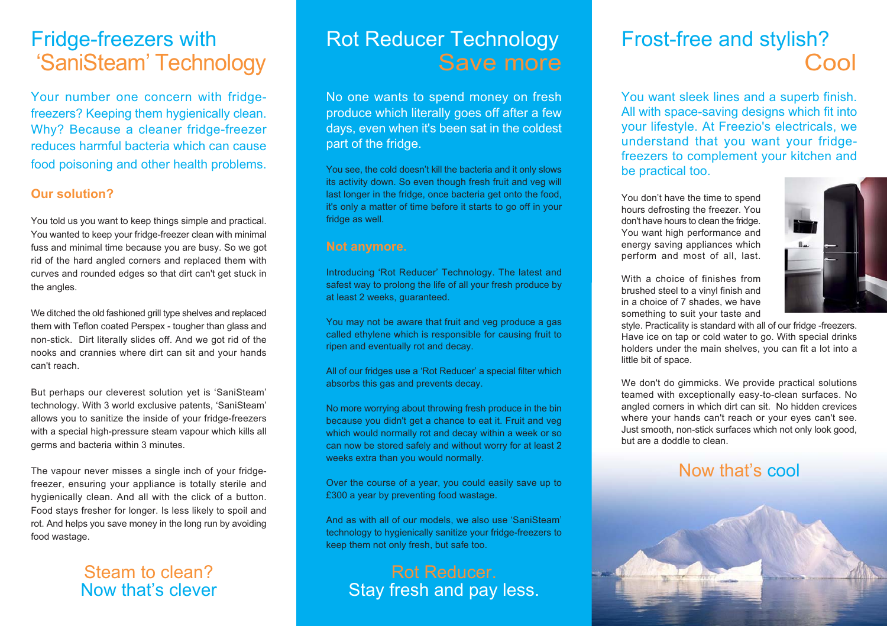# Fridge-freezers with 'SaniSteam' Technology

Your number one concern with fridge-freezers? Keeping them hygienically clean. Why? Because a cleaner fridge-freezer reduces harmful bacteria which can cause food poisoning and other health problems.

### Our solution?

You told us you want to keep things simple and practical. You wanted to keep your fridge-freezer clean with minimal fuss and minimal time because you are busy. So we got rid of the hard angled corners and replaced them with curves and rounded edges so that dirt can't get stuck in the angles.

We ditched the old fashioned grill type shelves and replaced them with Teflon coated Perspex - tougher than glass and non-stick. Dirt literally slides off. And we got rid of the nooks and crannies where dirt can sit and your hands can't reach.

But perhaps our cleverest solution yet is 'SaniSteam' technology. With 3 world exclusive patents, 'SaniSteam' allows you to sanitize the inside of your fridge-freezers with a special high-pressure steam vapour which kills all germs and bacteria within 3 minutes.

The vapour never misses a single inch of your fridge-freezer, ensuring your appliance is totally sterile and hygienically clean. And all with the click of a button. Food stays fresher for longer. Is less likely to spoil and rot. And helps you save money in the long run by avoiding food wastage.

Steam to clean?
Now that's clever

# Rot Reducer Technology Save more

No one wants to spend money on fresh produce which literally goes off after a few days, even when it's been sat in the coldest part of the fridge.

You see, the cold doesn't kill the bacteria and it only slows its activity down. So even though fresh fruit and veg will last longer in the fridge, once bacteria get onto the food, it's only a matter of time before it starts to go off in your fridge as well.

### Not anymore.

Introducing 'Rot Reducer' Technology. The latest and safest way to prolong the life of all your fresh produce by at least 2 weeks, guaranteed.

You may not be aware that fruit and veg produce a gas called ethylene which is responsible for causing fruit to ripen and eventually rot and decay.

All of our fridges use a 'Rot Reducer' a special filter which absorbs this gas and prevents decay.

No more worrying about throwing fresh produce in the bin because you didn't get a chance to eat it. Fruit and veg which would normally rot and decay within a week or so can now be stored safely and without worry for at least 2 weeks extra than you would normally.

Over the course of a year, you could easily save up to £300 a year by preventing food wastage.

And as with all of our models, we also use 'SaniSteam' technology to hygienically sanitize your fridge-freezers to keep them not only fresh, but safe too.

Rot Reducer.
Stay fresh and pay less.

# Frost-free and stylish? Cool

You want sleek lines and a superb finish. All with space-saving designs which fit into your lifestyle. At Freezio's electricals, we understand that you want your fridge-freezers to complement your kitchen and be practical too.

You don't have the time to spend hours defrosting the freezer. You don't have hours to clean the fridge. You want high performance and energy saving appliances which perform and most of all, last.

With a choice of finishes from brushed steel to a vinyl finish and in a choice of 7 shades, we have something to suit your taste and style. Practicality is standard with all of our fridge -freezers. Have ice on tap or cold water to go. With special drinks holders under the main shelves, you can fit a lot into a little bit of space.

We don't do gimmicks. We provide practical solutions teamed with exceptionally easy-to-clean surfaces. No angled corners in which dirt can sit. No hidden crevices where your hands can't reach or your eyes can't see. Just smooth, non-stick surfaces which not only look good, but are a doddle to clean.

Now that's cool